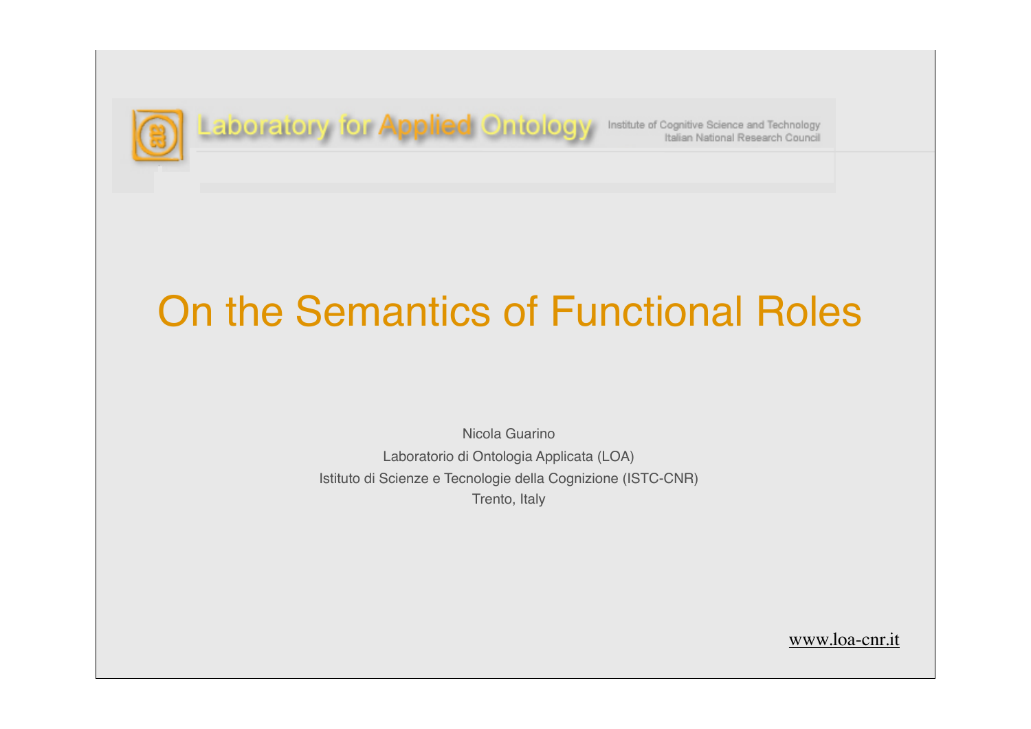Laboratory for Applied Ontology

Institute of Cognitive Science and Technology
Italian National Research Council

# On the Semantics of Functional Roles

Nicola Guarino

Laboratorio di Ontologia Applicata (LOA)

Istituto di Scienze e Tecnologie della Cognizione (ISTC-CNR)

Trento, Italy

www.loa-cnr.it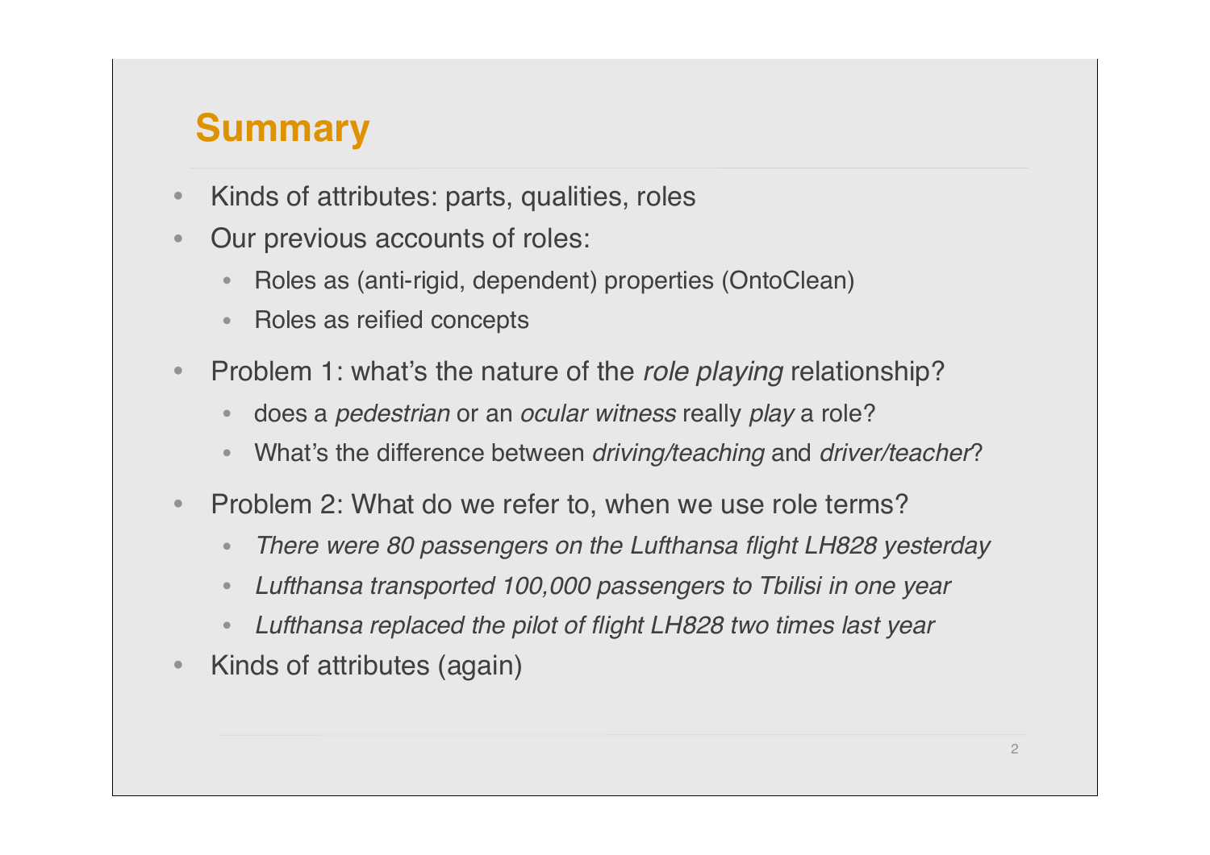# Summary

- Kinds of attributes: parts, qualities, roles
- Our previous accounts of roles:
  - Roles as (anti-rigid, dependent) properties (OntoClean)
  - Roles as reified concepts
- Problem 1: what's the nature of the *role playing* relationship?
  - does a *pedestrian* or an *ocular witness* really *play* a role?
  - What's the difference between *driving/teaching* and *driver/teacher*?
- Problem 2: What do we refer to, when we use role terms?
  - *There were 80 passengers on the Lufthansa flight LH828 yesterday*
  - *Lufthansa transported 100,000 passengers to Tbilisi in one year*
  - *Lufthansa replaced the pilot of flight LH828 two times last year*
- Kinds of attributes (again)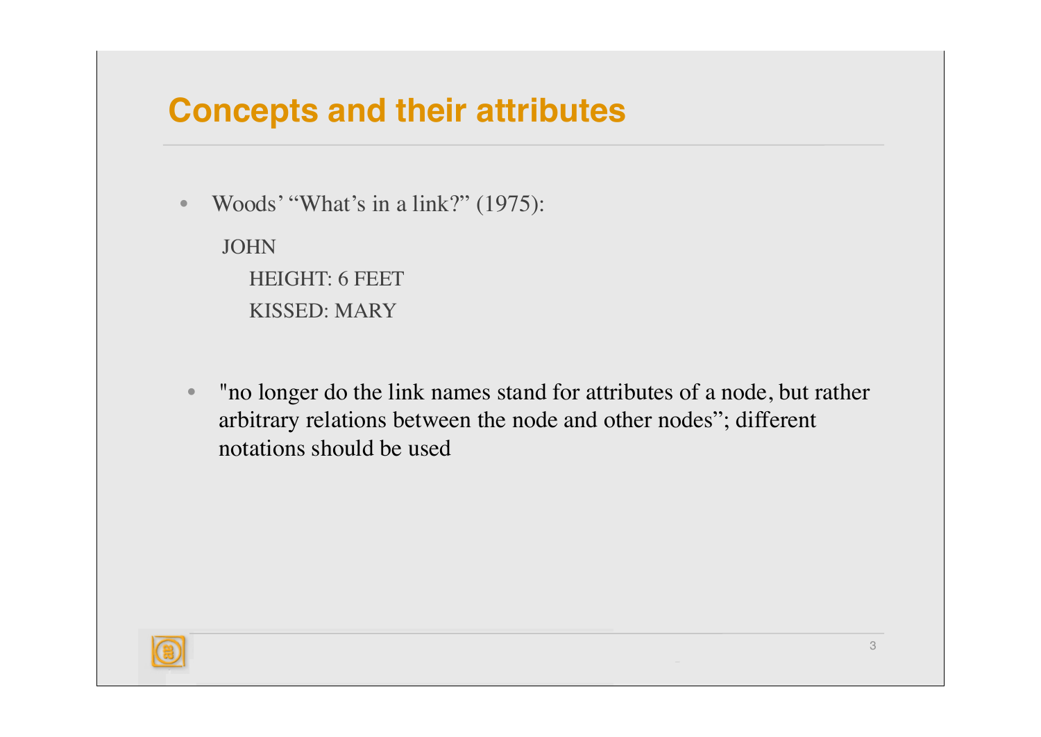# Concepts and their attributes

- Woods' "What's in a link?" (1975):

  JOHN
  
  HEIGHT: 6 FEET
  
  KISSED: MARY

- "no longer do the link names stand for attributes of a node, but rather arbitrary relations between the node and other nodes"; different notations should be used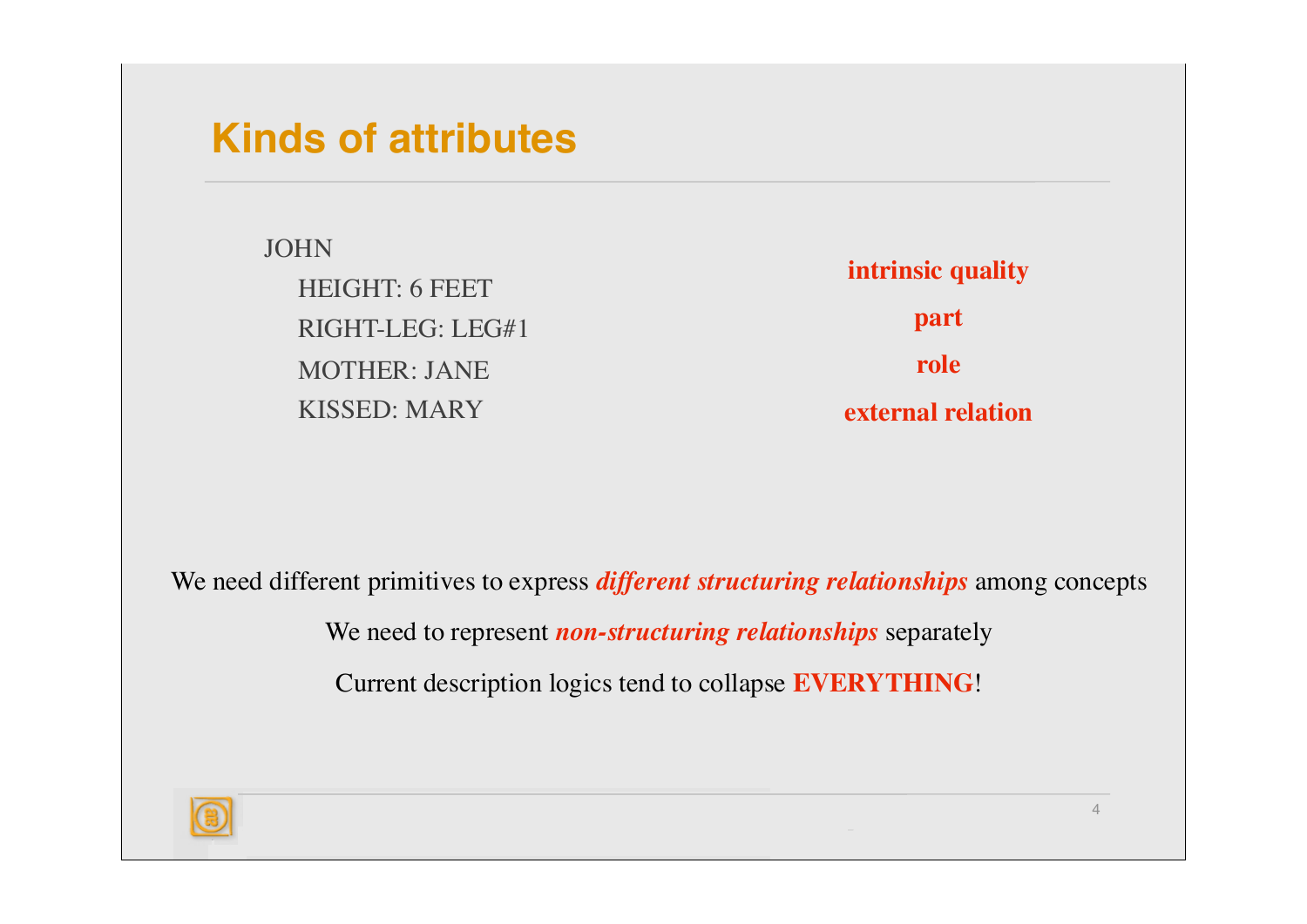# Kinds of attributes

| JOHN | |
|---|---|
| HEIGHT: 6 FEET | **intrinsic quality** |
| RIGHT-LEG: LEG#1 | **part** |
| MOTHER: JANE | **role** |
| KISSED: MARY | **external relation** |

We need different primitives to express ***different structuring relationships*** among concepts

We need to represent ***non-structuring relationships*** separately

Current description logics tend to collapse **EVERYTHING**!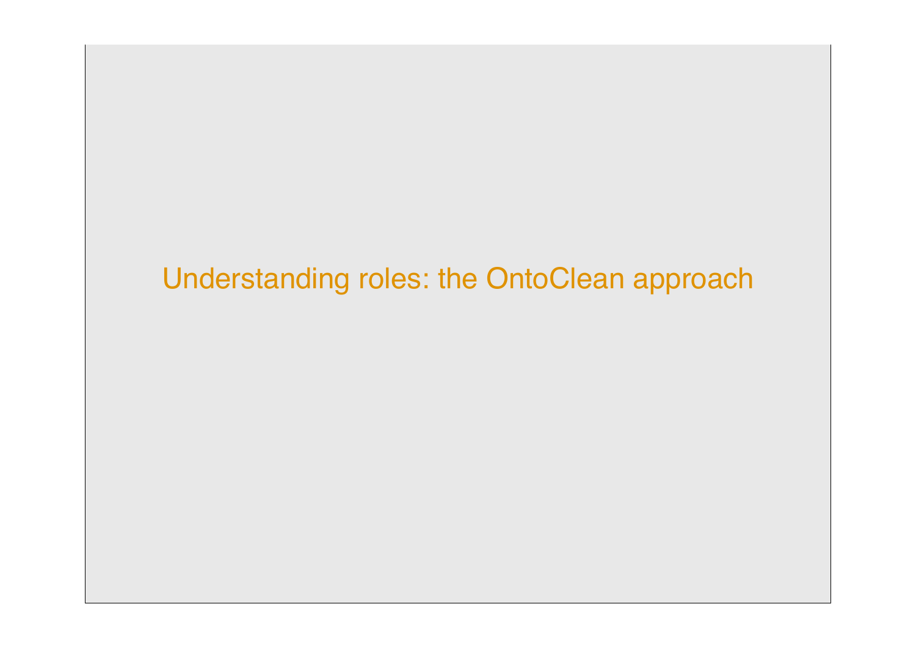# Understanding roles: the OntoClean approach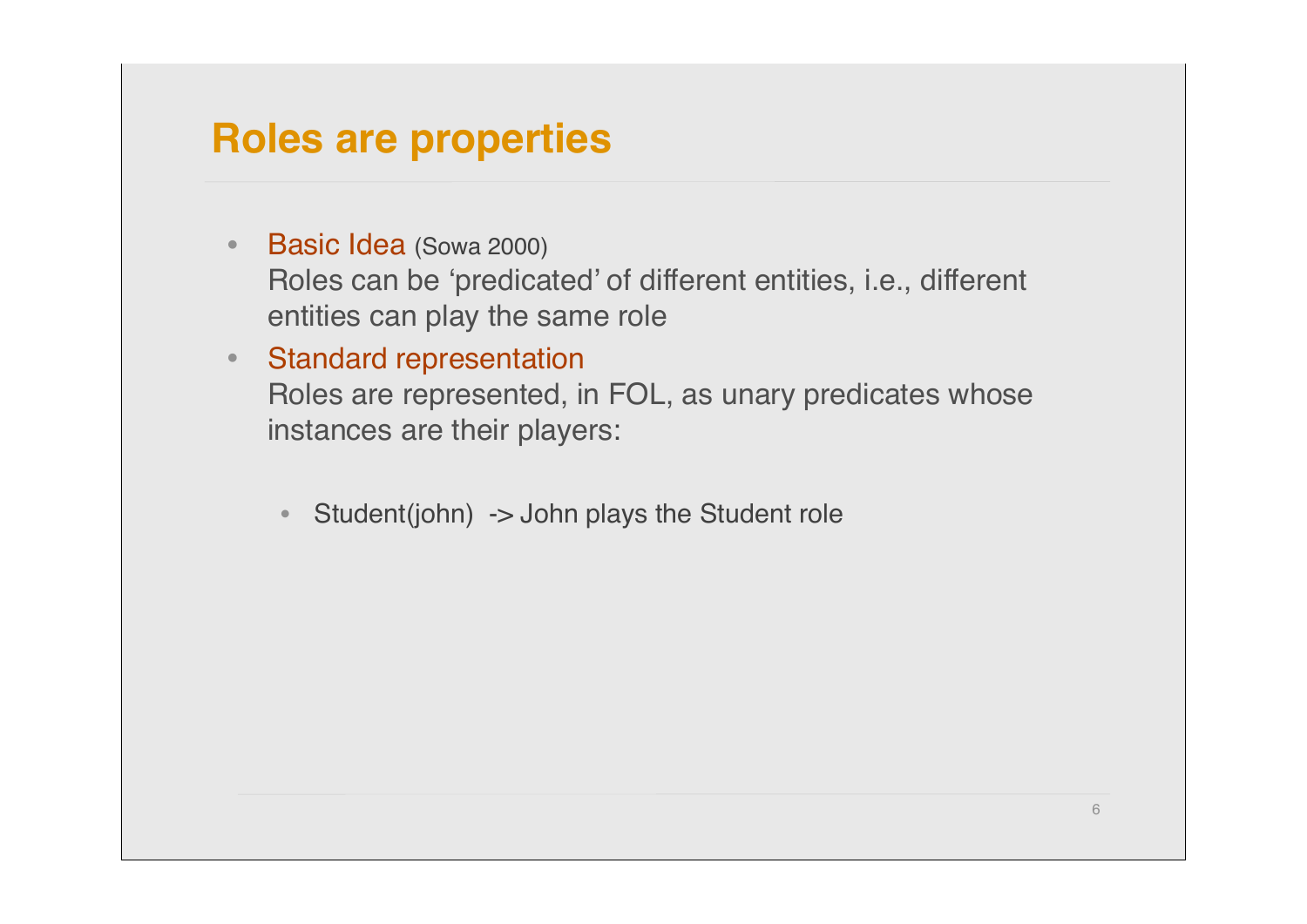# Roles are properties

- Basic Idea (Sowa 2000)
  Roles can be 'predicated' of different entities, i.e., different entities can play the same role
- Standard representation
  Roles are represented, in FOL, as unary predicates whose instances are their players:

  - Student(john) -> John plays the Student role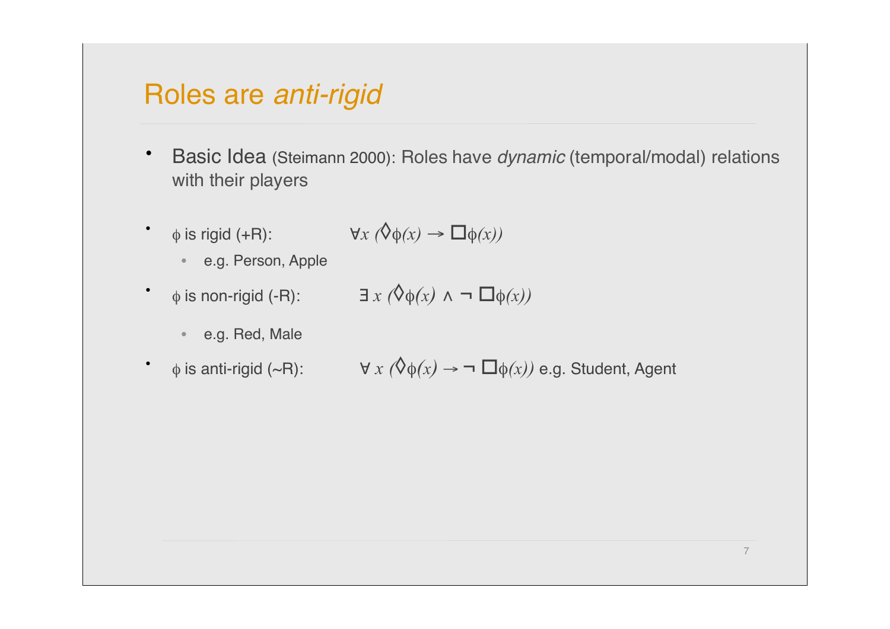# Roles are *anti-rigid*

- Basic Idea (Steimann 2000): Roles have *dynamic* (temporal/modal) relations with their players

- $\phi$ is rigid (+R): $\forall x\ (\Diamond\phi(x) \rightarrow \Box\phi(x))$
  - e.g. Person, Apple

- $\phi$ is non-rigid (-R): $\exists\ x\ (\Diamond\phi(x) \land \neg\ \Box\phi(x))$
  - e.g. Red, Male

- $\phi$ is anti-rigid (~R): $\forall\ x\ (\Diamond\phi(x) \rightarrow \neg\ \Box\phi(x))$ e.g. Student, Agent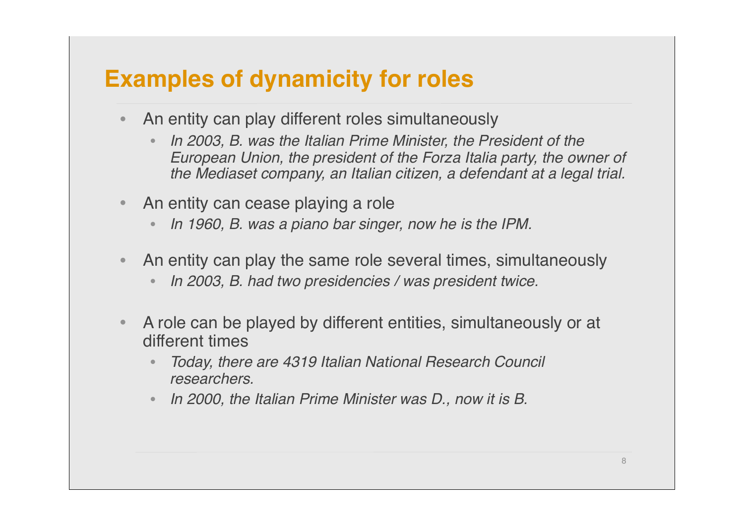# Examples of dynamicity for roles

- An entity can play different roles simultaneously
  - *In 2003, B. was the Italian Prime Minister, the President of the European Union, the president of the Forza Italia party, the owner of the Mediaset company, an Italian citizen, a defendant at a legal trial.*
- An entity can cease playing a role
  - *In 1960, B. was a piano bar singer, now he is the IPM.*
- An entity can play the same role several times, simultaneously
  - *In 2003, B. had two presidencies / was president twice.*
- A role can be played by different entities, simultaneously or at different times
  - *Today, there are 4319 Italian National Research Council researchers.*
  - *In 2000, the Italian Prime Minister was D., now it is B.*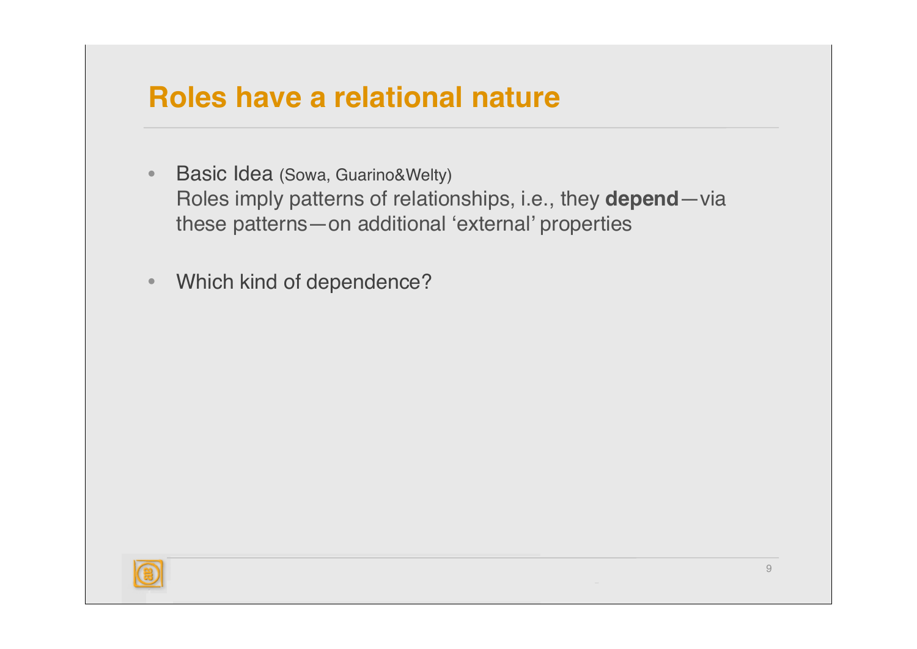# Roles have a relational nature

- Basic Idea (Sowa, Guarino&Welty)
  Roles imply patterns of relationships, i.e., they **depend**—via these patterns—on additional 'external' properties

- Which kind of dependence?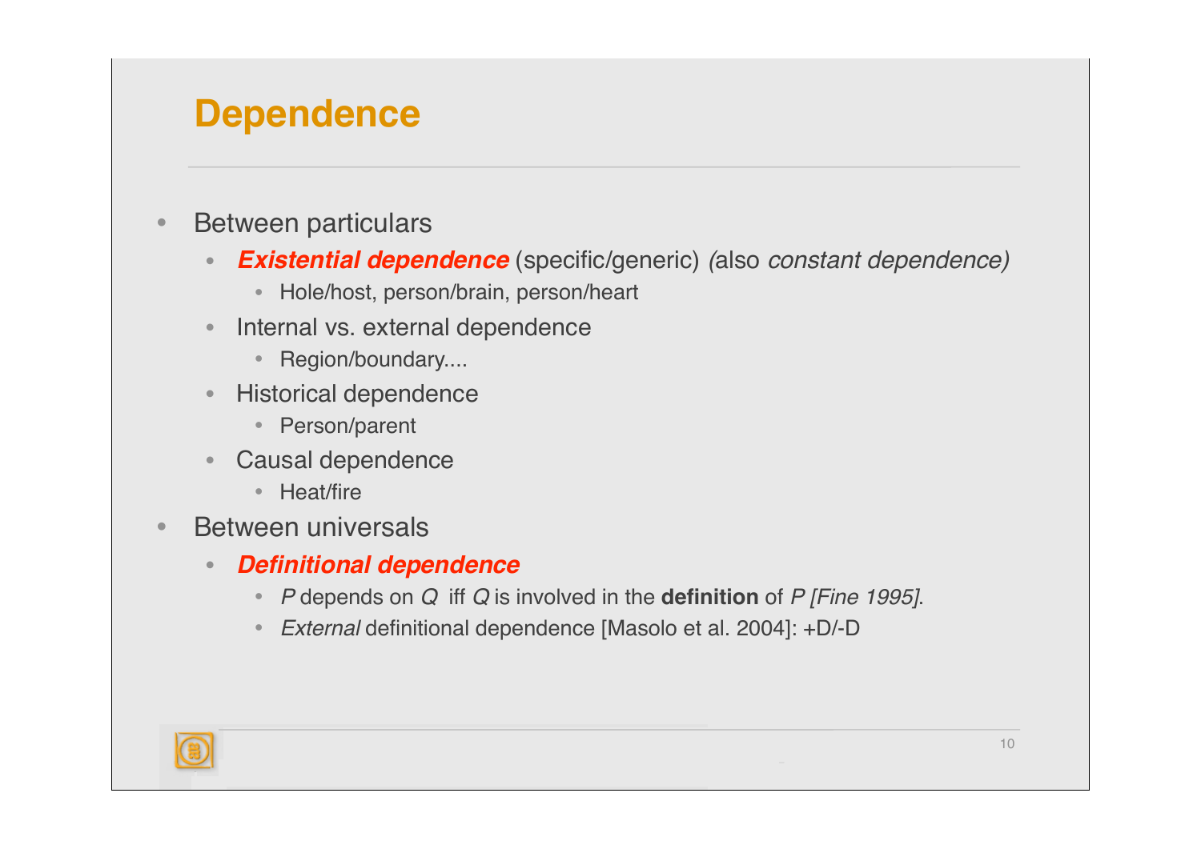# Dependence

- Between particulars
  - ***Existential dependence*** (specific/generic) *(*also *constant dependence)*
    - Hole/host, person/brain, person/heart
  - Internal vs. external dependence
    - Region/boundary....
  - Historical dependence
    - Person/parent
  - Causal dependence
    - Heat/fire
- Between universals
  - ***Definitional dependence***
    - *P* depends on *Q* iff *Q* is involved in the **definition** of *P [Fine 1995]*.
    - *External* definitional dependence [Masolo et al. 2004]: +D/-D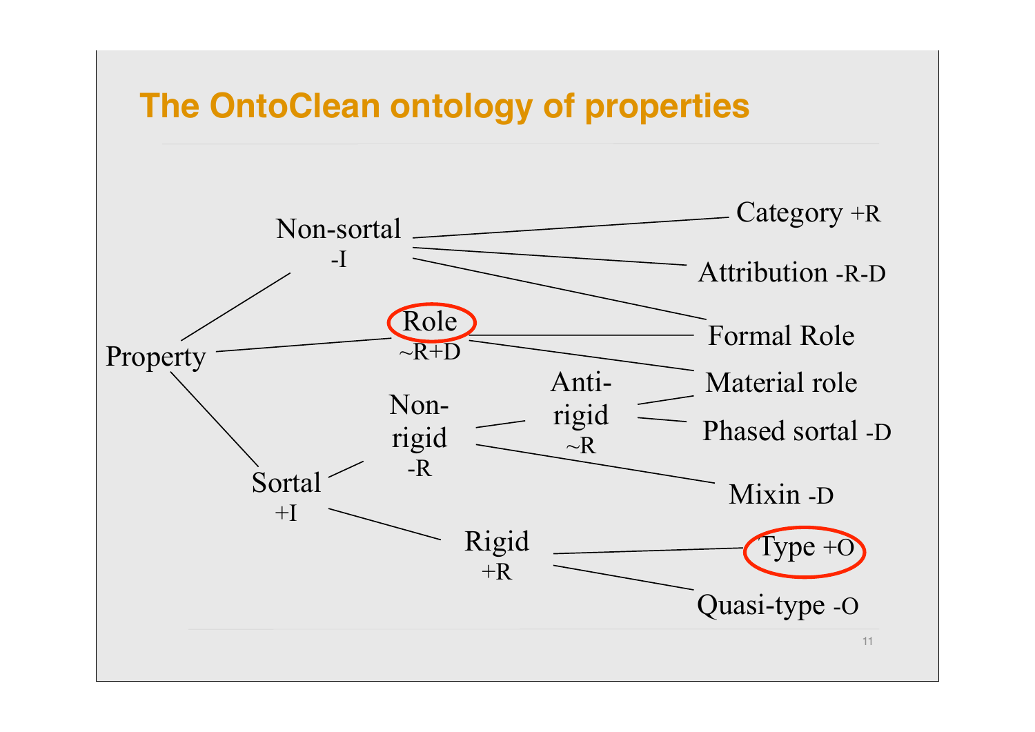# The OntoClean ontology of properties

- Property
  - Non-sortal -I
    - Category +R
    - Attribution -R-D
    - Formal Role
  - Role ~R+D
    - Formal Role
    - Material role
  - Sortal +I
    - Non-rigid -R
      - Anti-rigid ~R
        - Material role
        - Phased sortal -D
      - Mixin -D
    - Rigid +R
      - Type +O
      - Quasi-type -O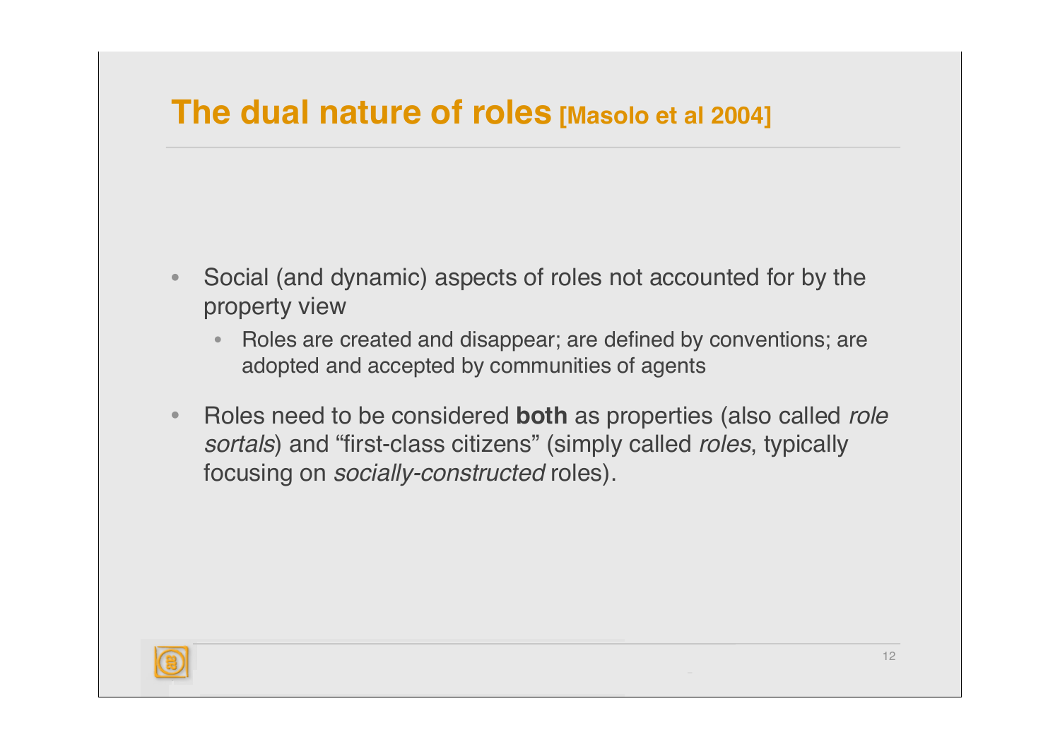# The dual nature of roles [Masolo et al 2004]

- Social (and dynamic) aspects of roles not accounted for by the property view
  - Roles are created and disappear; are defined by conventions; are adopted and accepted by communities of agents
- Roles need to be considered **both** as properties (also called *role sortals*) and "first-class citizens" (simply called *roles*, typically focusing on *socially-constructed* roles).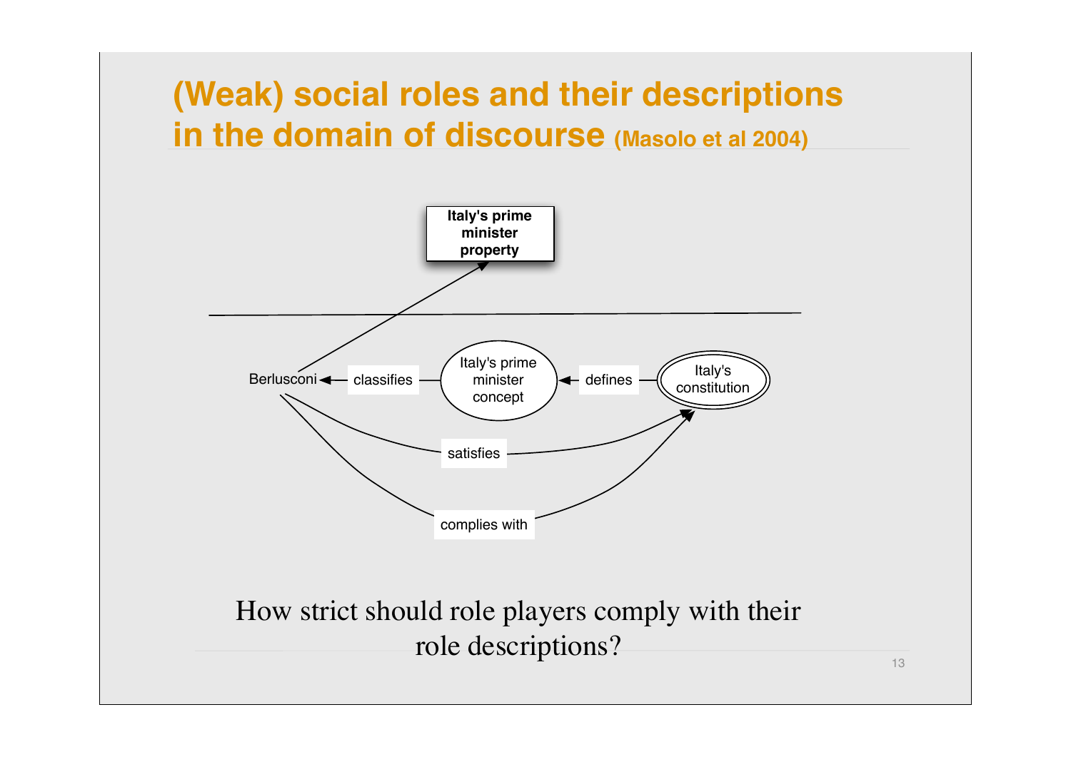# (Weak) social roles and their descriptions in the domain of discourse (Masolo et al 2004)

Italy's prime minister property

Berlusconi ← classifies — Italy's prime minister concept ← defines — Italy's constitution

Berlusconi — satisfies → Italy's constitution

Berlusconi — complies with → Italy's constitution

How strict should role players comply with their role descriptions?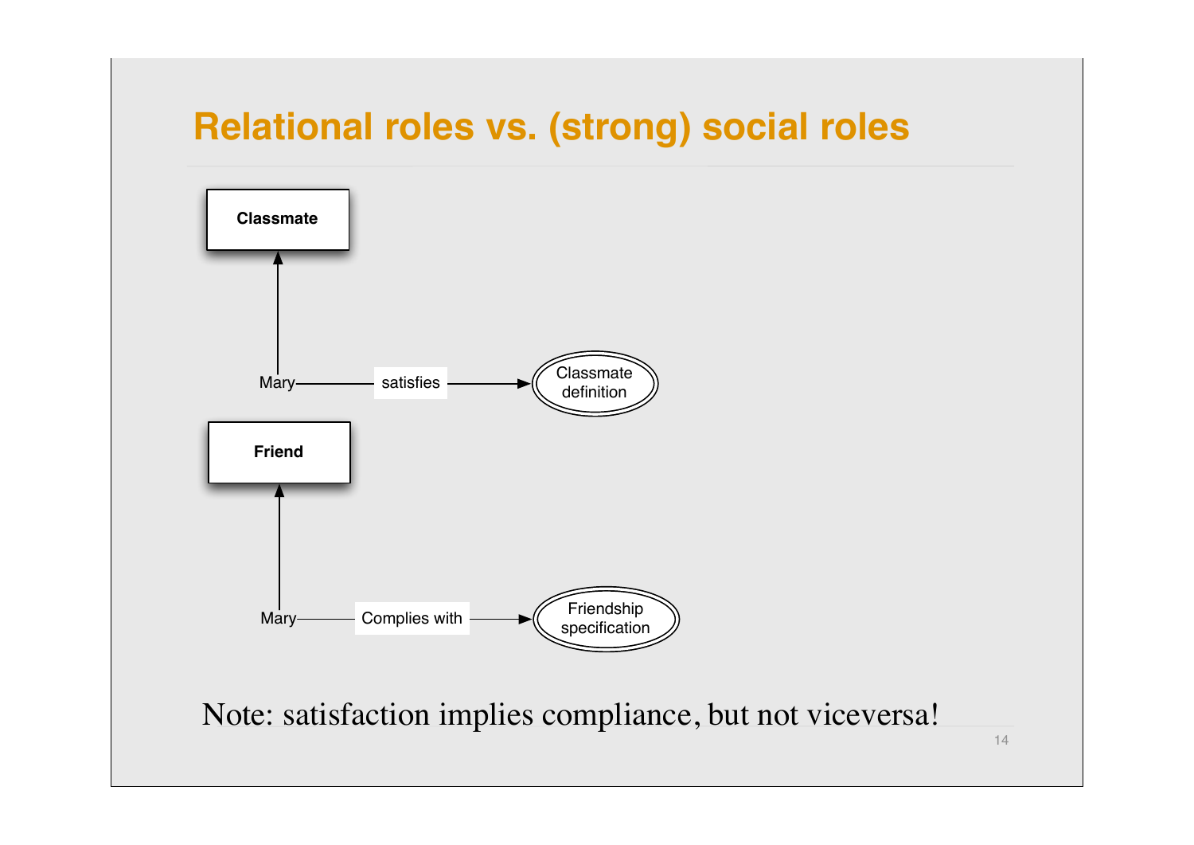# Relational roles vs. (strong) social roles

Classmate

Mary — satisfies → Classmate definition

Friend

Mary — Complies with → Friendship specification

Note: satisfaction implies compliance, but not viceversa!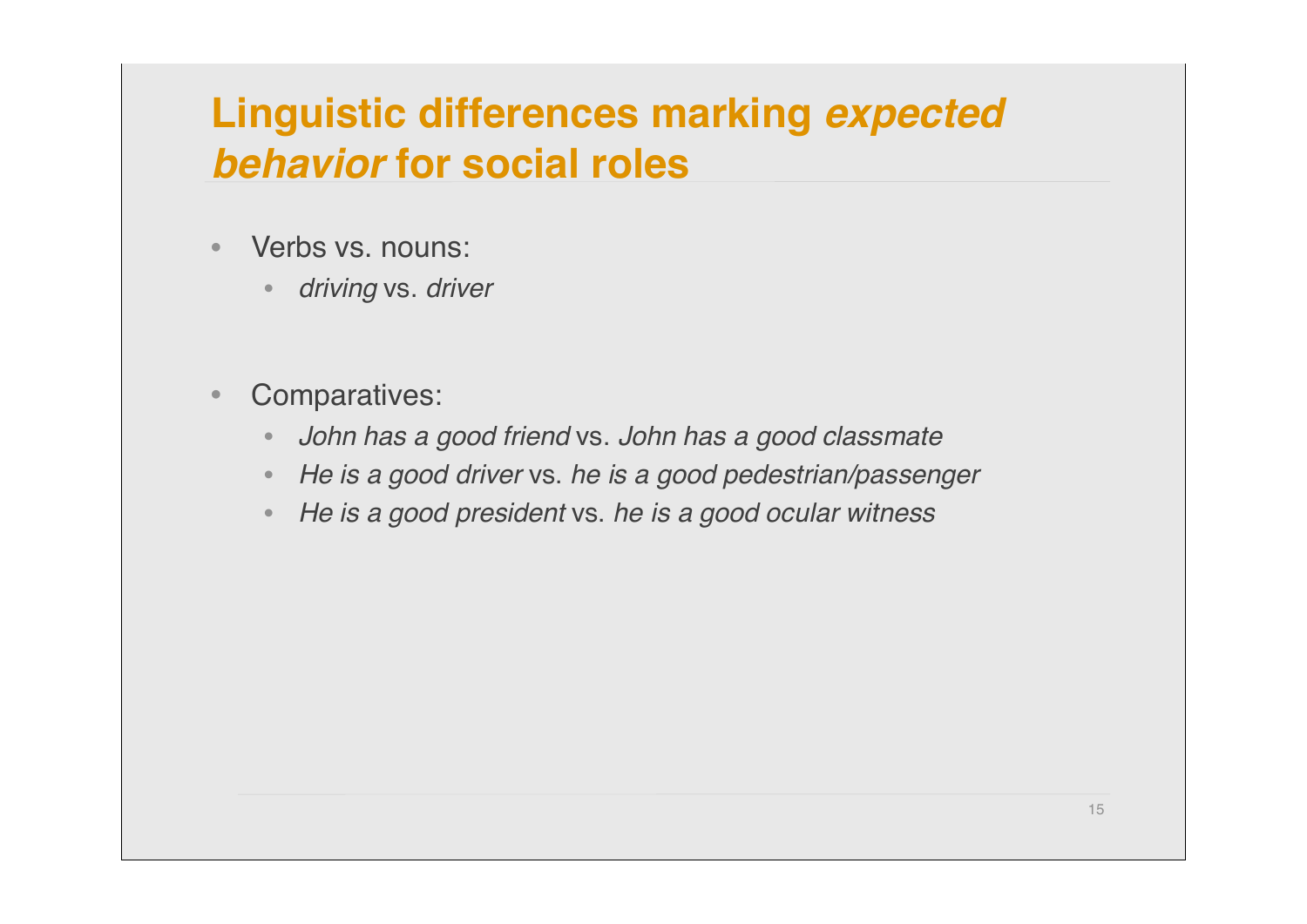# Linguistic differences marking *expected behavior* for social roles

- Verbs vs. nouns:
  - *driving* vs. *driver*

- Comparatives:
  - *John has a good friend* vs. *John has a good classmate*
  - *He is a good driver* vs. *he is a good pedestrian/passenger*
  - *He is a good president* vs. *he is a good ocular witness*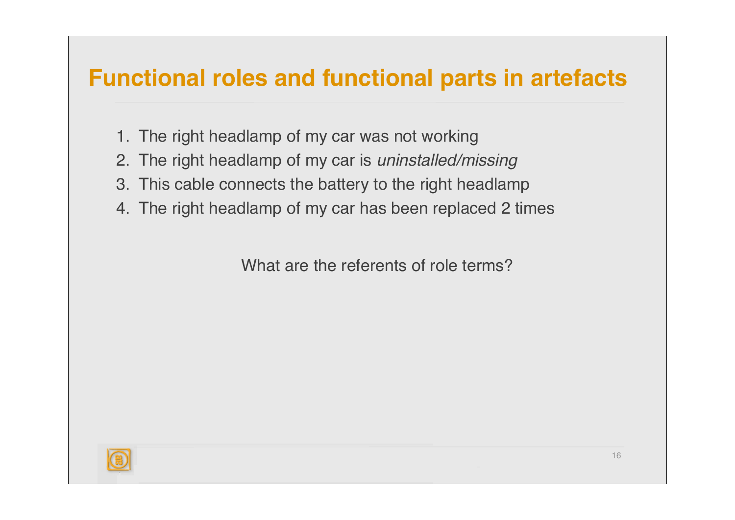# Functional roles and functional parts in artefacts

1. The right headlamp of my car was not working
2. The right headlamp of my car is *uninstalled/missing*
3. This cable connects the battery to the right headlamp
4. The right headlamp of my car has been replaced 2 times

What are the referents of role terms?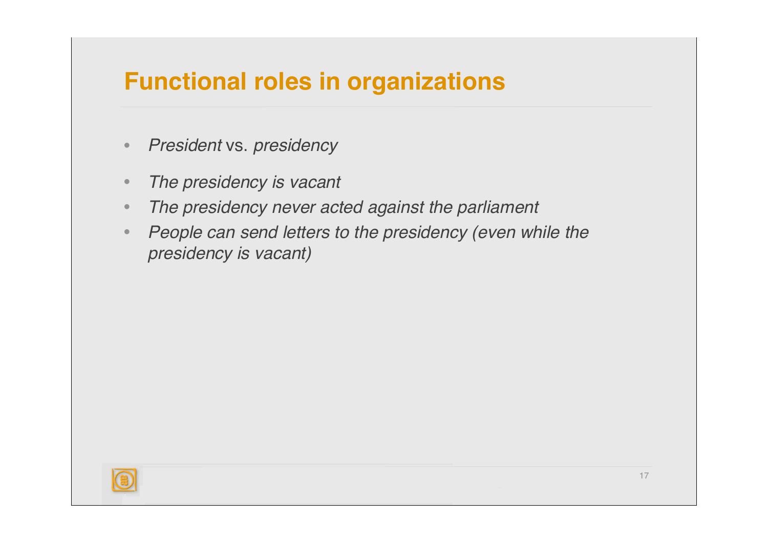# Functional roles in organizations

- *President* vs. *presidency*

- *The presidency is vacant*
- *The presidency never acted against the parliament*
- *People can send letters to the presidency (even while the presidency is vacant)*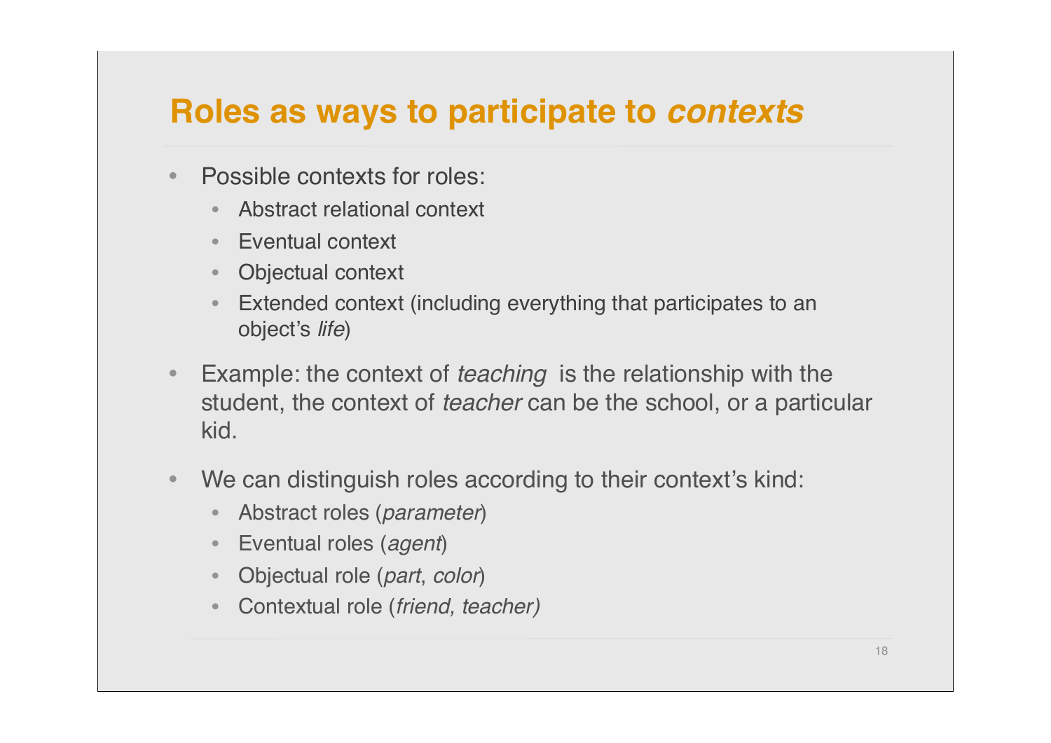# Roles as ways to participate to *contexts*

- Possible contexts for roles:
  - Abstract relational context
  - Eventual context
  - Objectual context
  - Extended context (including everything that participates to an object's *life*)
- Example: the context of *teaching* is the relationship with the student, the context of *teacher* can be the school, or a particular kid.
- We can distinguish roles according to their context's kind:
  - Abstract roles (*parameter*)
  - Eventual roles (*agent*)
  - Objectual role (*part*, *color*)
  - Contextual role (*friend, teacher)*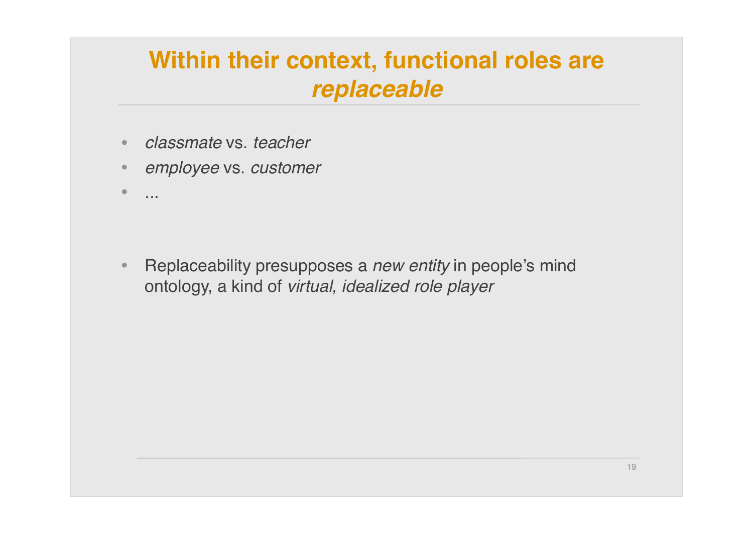# Within their context, functional roles are ***replaceable***

- *classmate* vs. *teacher*
- *employee* vs. *customer*
- *...*

- Replaceability presupposes a *new entity* in people's mind ontology, a kind of *virtual, idealized role player*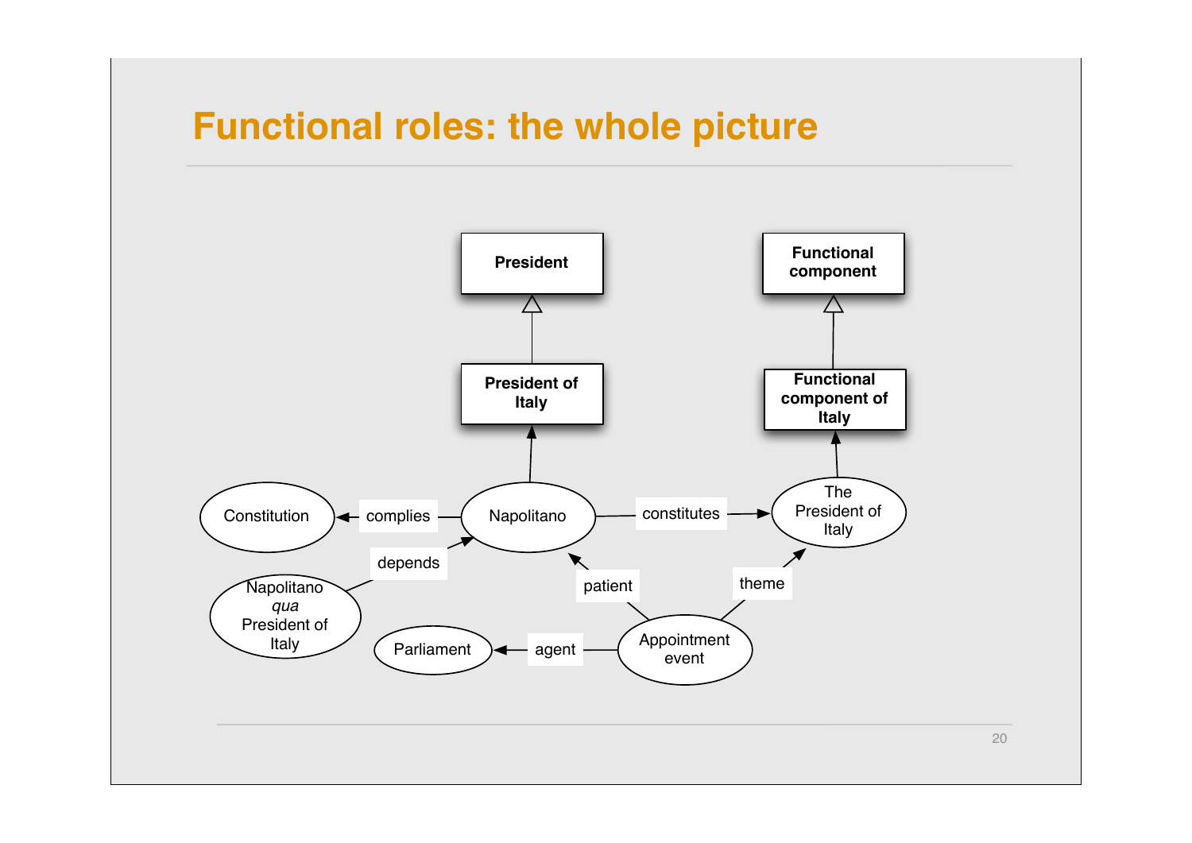# Functional roles: the whole picture

President

President of Italy

Functional component

Functional component of Italy

Constitution

complies

Napolitano

constitutes

The President of Italy

depends

Napolitano *qua* President of Italy

patient

theme

Parliament

agent

Appointment event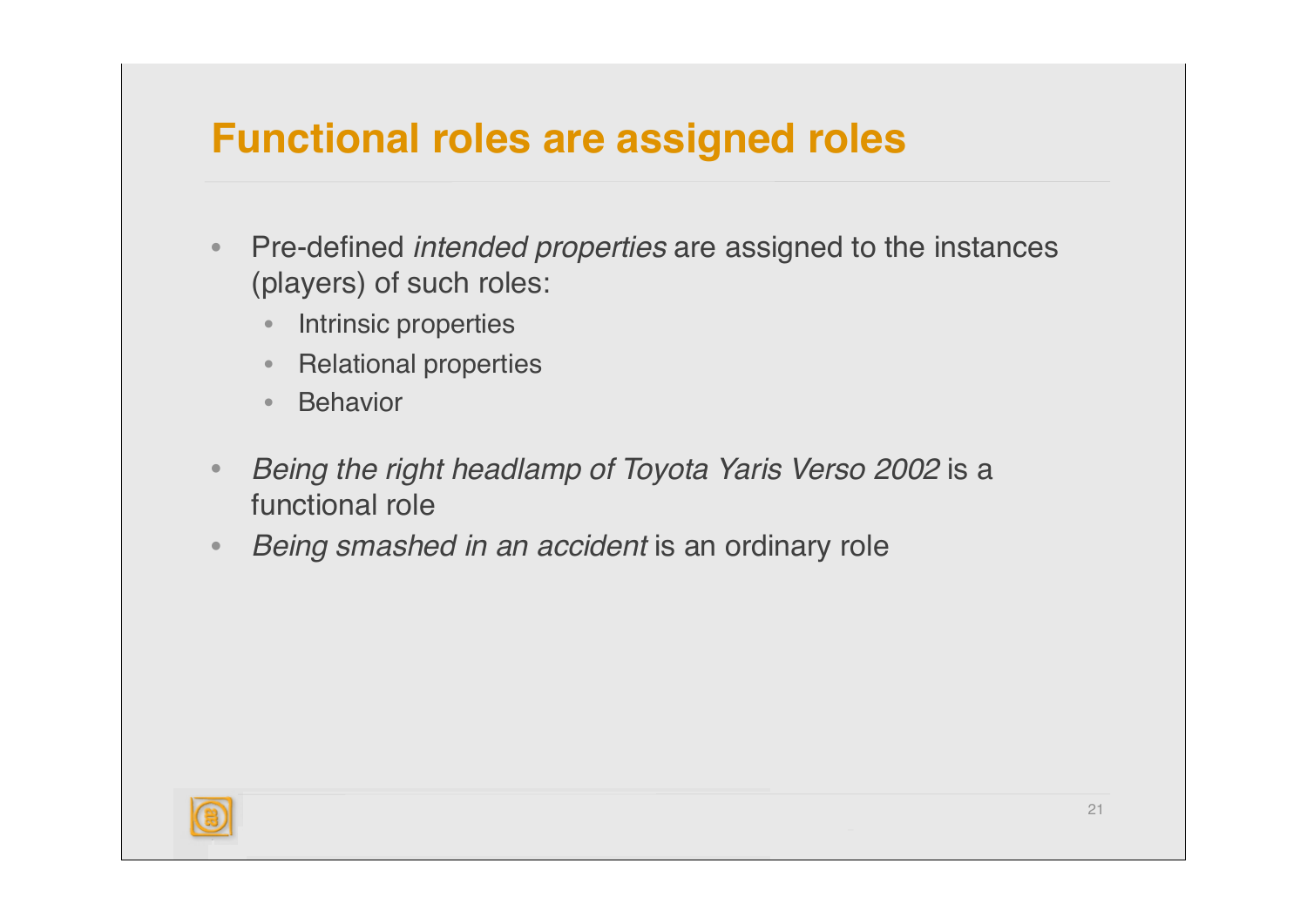# Functional roles are assigned roles

- Pre-defined *intended properties* are assigned to the instances (players) of such roles:
  - Intrinsic properties
  - Relational properties
  - Behavior
- *Being the right headlamp of Toyota Yaris Verso 2002* is a functional role
- *Being smashed in an accident* is an ordinary role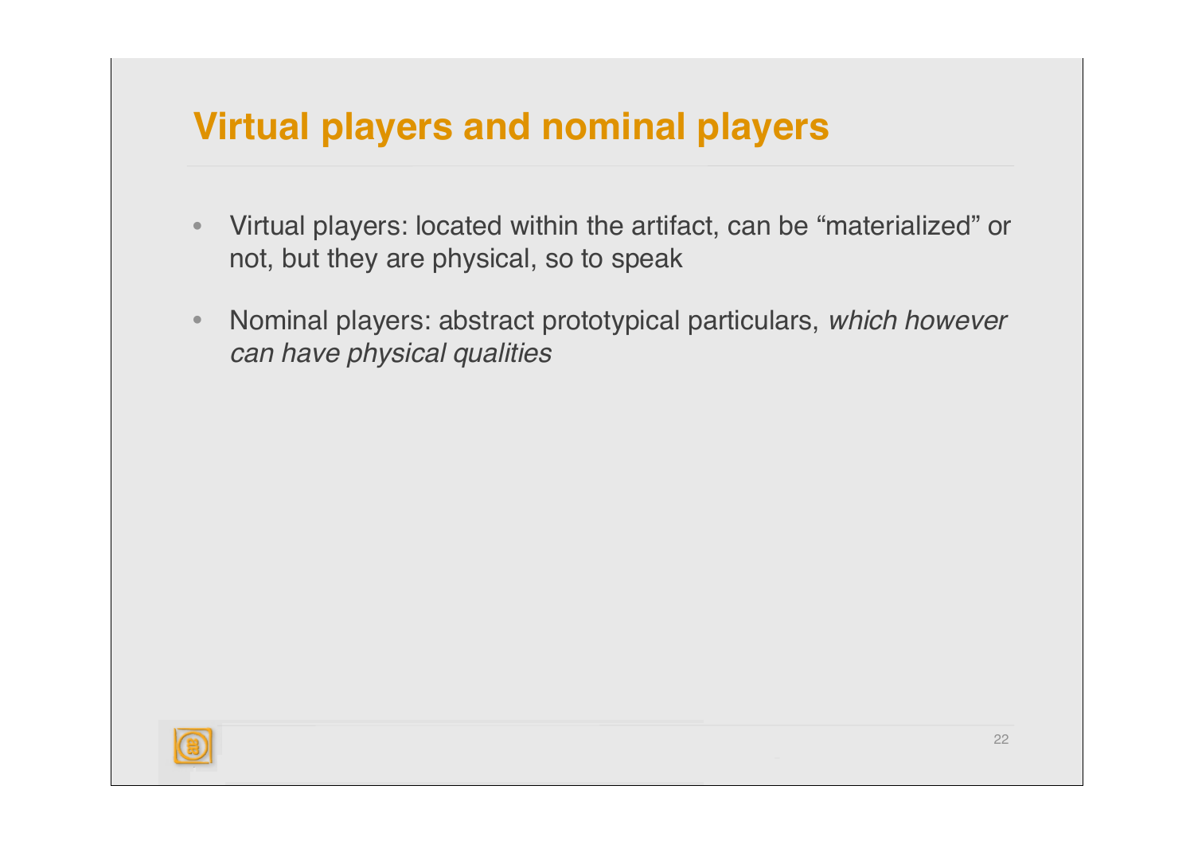# Virtual players and nominal players

- Virtual players: located within the artifact, can be “materialized” or not, but they are physical, so to speak
- Nominal players: abstract prototypical particulars, *which however can have physical qualities*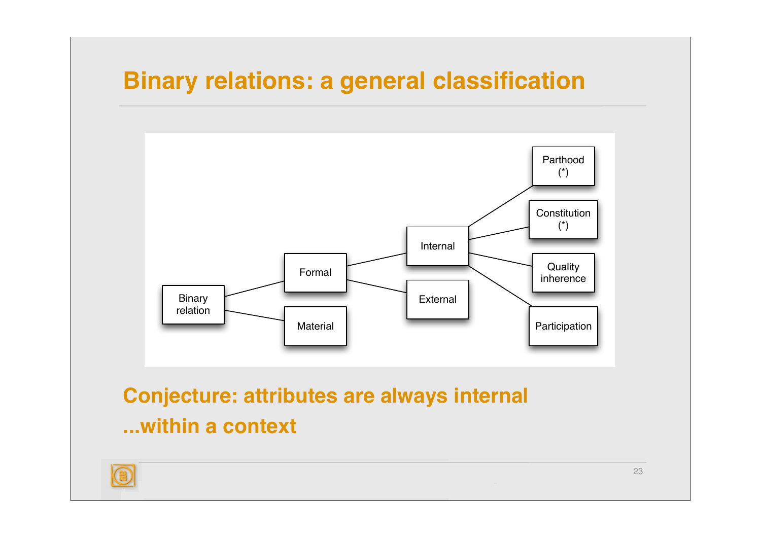# Binary relations: a general classification

Binary relation
- Formal
  - Internal
    - Parthood (*)
    - Constitution (*)
    - Quality inherence
    - Participation
  - External
- Material

**Conjecture: attributes are always internal**

**...within a context**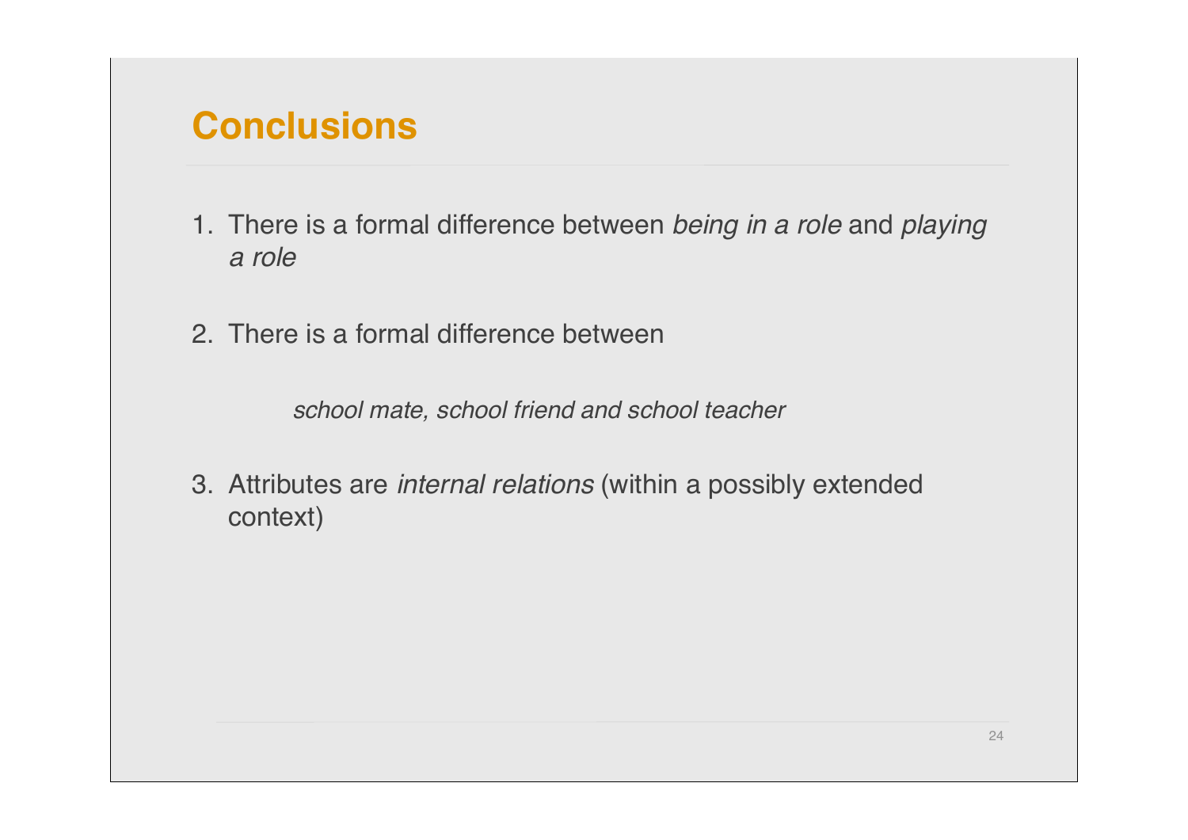## Conclusions

1. There is a formal difference between *being in a role* and *playing a role*

2. There is a formal difference between

   *school mate, school friend and school teacher*

3. Attributes are *internal relations* (within a possibly extended context)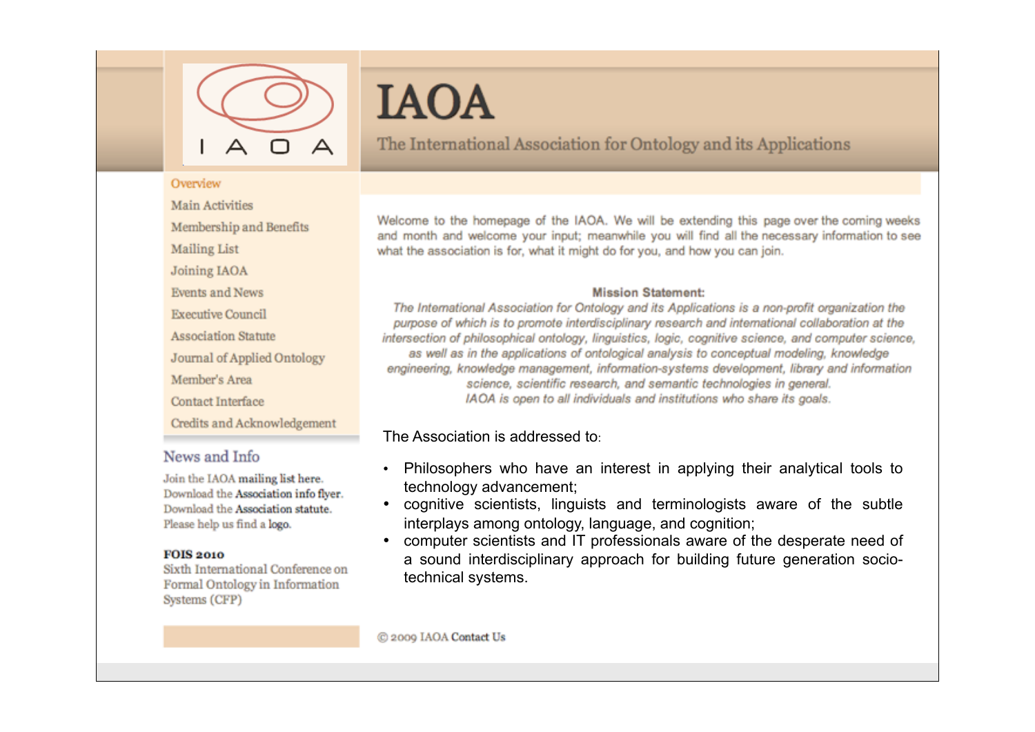# IAOA

The International Association for Ontology and its Applications

- Overview
- Main Activities
- Membership and Benefits
- Mailing List
- Joining IAOA
- Events and News
- Executive Council
- Association Statute
- Journal of Applied Ontology
- Member's Area
- Contact Interface
- Credits and Acknowledgement

## News and Info

Join the IAOA **mailing list here**.
Download the **Association info flyer**.
Download the **Association statute**.
Please help us find a **logo**.

**FOIS 2010**
Sixth International Conference on Formal Ontology in Information Systems (CFP)

Welcome to the homepage of the IAOA. We will be extending this page over the coming weeks and month and welcome your input; meanwhile you will find all the necessary information to see what the association is for, what it might do for you, and how you can join.

**Mission Statement:**

*The International Association for Ontology and its Applications is a non-profit organization the purpose of which is to promote interdisciplinary research and international collaboration at the intersection of philosophical ontology, linguistics, logic, cognitive science, and computer science, as well as in the applications of ontological analysis to conceptual modeling, knowledge engineering, knowledge management, information-systems development, library and information science, scientific research, and semantic technologies in general.*
*IAOA is open to all individuals and institutions who share its goals.*

The Association is addressed to:

- Philosophers who have an interest in applying their analytical tools to technology advancement;
- cognitive scientists, linguists and terminologists aware of the subtle interplays among ontology, language, and cognition;
- computer scientists and IT professionals aware of the desperate need of a sound interdisciplinary approach for building future generation socio-technical systems.

© 2009 IAOA **Contact Us**